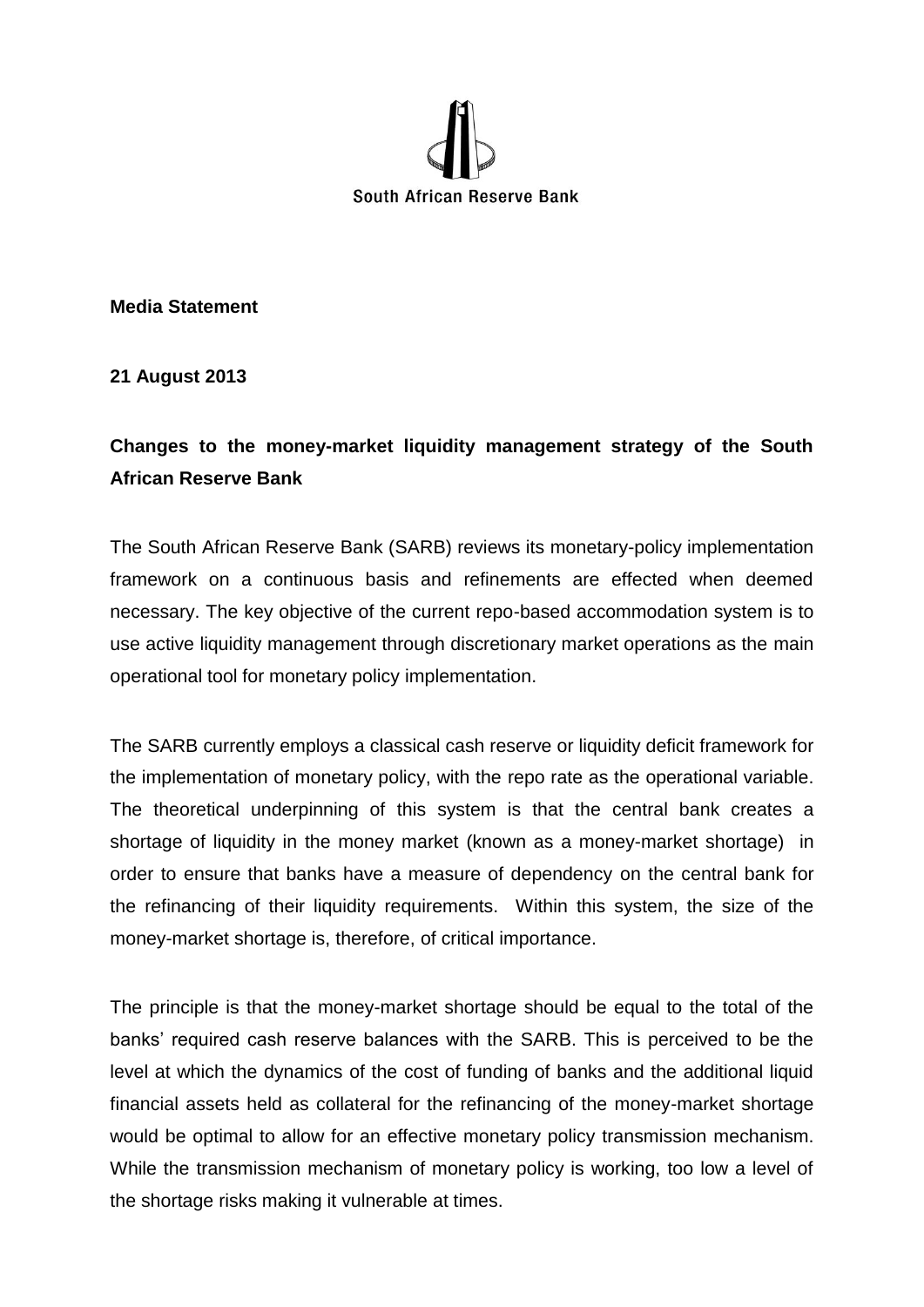South African Reserve Bank

**Media Statement**

**21 August 2013**

**Changes to the money-market liquidity management strategy of the South African Reserve Bank**

The South African Reserve Bank (SARB) reviews its monetary-policy implementation framework on a continuous basis and refinements are effected when deemed necessary. The key objective of the current repo-based accommodation system is to use active liquidity management through discretionary market operations as the main operational tool for monetary policy implementation.

The SARB currently employs a classical cash reserve or liquidity deficit framework for the implementation of monetary policy, with the repo rate as the operational variable. The theoretical underpinning of this system is that the central bank creates a shortage of liquidity in the money market (known as a money-market shortage) in order to ensure that banks have a measure of dependency on the central bank for the refinancing of their liquidity requirements. Within this system, the size of the money-market shortage is, therefore, of critical importance.

The principle is that the money-market shortage should be equal to the total of the banks' required cash reserve balances with the SARB. This is perceived to be the level at which the dynamics of the cost of funding of banks and the additional liquid financial assets held as collateral for the refinancing of the money-market shortage would be optimal to allow for an effective monetary policy transmission mechanism. While the transmission mechanism of monetary policy is working, too low a level of the shortage risks making it vulnerable at times.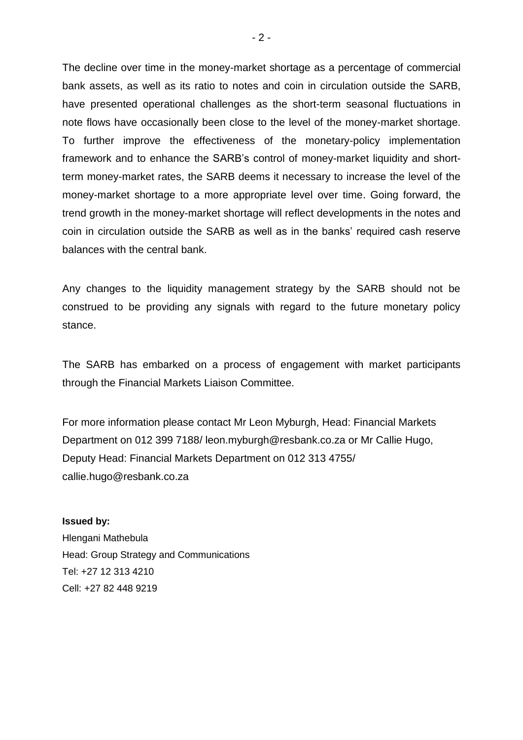The decline over time in the money-market shortage as a percentage of commercial bank assets, as well as its ratio to notes and coin in circulation outside the SARB, have presented operational challenges as the short-term seasonal fluctuations in note flows have occasionally been close to the level of the money-market shortage. To further improve the effectiveness of the monetary-policy implementation framework and to enhance the SARB's control of money-market liquidity and short-term money-market rates, the SARB deems it necessary to increase the level of the money-market shortage to a more appropriate level over time. Going forward, the trend growth in the money-market shortage will reflect developments in the notes and coin in circulation outside the SARB as well as in the banks' required cash reserve balances with the central bank.

Any changes to the liquidity management strategy by the SARB should not be construed to be providing any signals with regard to the future monetary policy stance.

The SARB has embarked on a process of engagement with market participants through the Financial Markets Liaison Committee.

For more information please contact Mr Leon Myburgh, Head: Financial Markets Department on 012 399 7188/ leon.myburgh@resbank.co.za or Mr Callie Hugo, Deputy Head: Financial Markets Department on 012 313 4755/ callie.hugo@resbank.co.za

**Issued by:**
Hlengani Mathebula
Head: Group Strategy and Communications
Tel: +27 12 313 4210
Cell: +27 82 448 9219